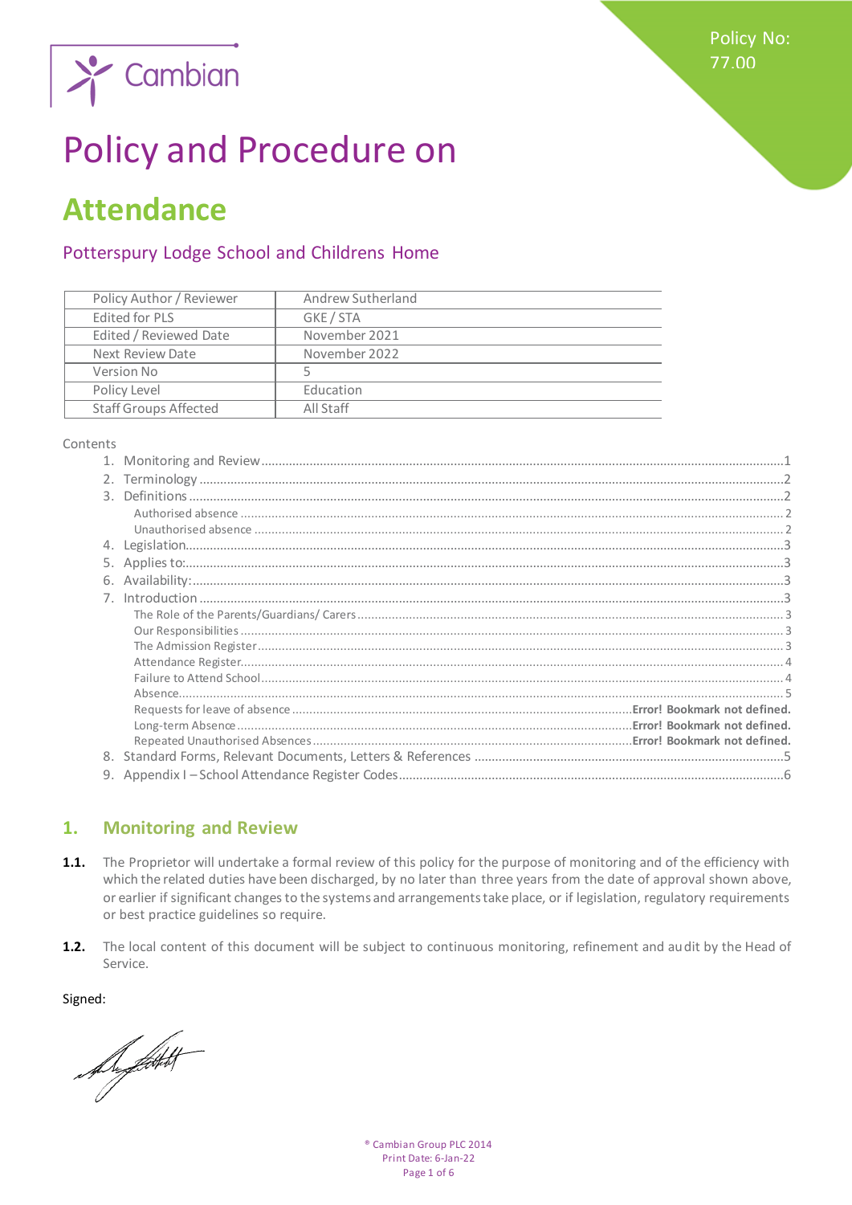Policy No: 77.00

# Policy and Procedure on

# Attendance

## Potterspury Lodge School and Childrens Home

| Policy Author / Reviewer | Andrew Sutherland |
|---|---|
| Edited for PLS | GKE / STA |
| Edited / Reviewed Date | November 2021 |
| Next Review Date | November 2022 |
| Version No | 5 |
| Policy Level | Education |
| Staff Groups Affected | All Staff |

Contents

1. Monitoring and Review....1
2. Terminology....2
3. Definitions....2
   - Authorised absence....2
   - Unauthorised absence....2
4. Legislation....3
5. Applies to:....3
6. Availability:....3
7. Introduction....3
   - The Role of the Parents/Guardians/ Carers....3
   - Our Responsibilities....3
   - The Admission Register....3
   - Attendance Register....4
   - Failure to Attend School....4
   - Absence....5
   - Requests for leave of absence....Error! Bookmark not defined.
   - Long-term Absence....Error! Bookmark not defined.
   - Repeated Unauthorised Absences....Error! Bookmark not defined.
8. Standard Forms, Relevant Documents, Letters & References....5
9. Appendix I – School Attendance Register Codes....6

## 1. Monitoring and Review

**1.1.** The Proprietor will undertake a formal review of this policy for the purpose of monitoring and of the efficiency with which the related duties have been discharged, by no later than three years from the date of approval shown above, or earlier if significant changes to the systems and arrangements take place, or if legislation, regulatory requirements or best practice guidelines so require.

**1.2.** The local content of this document will be subject to continuous monitoring, refinement and audit by the Head of Service.

Signed: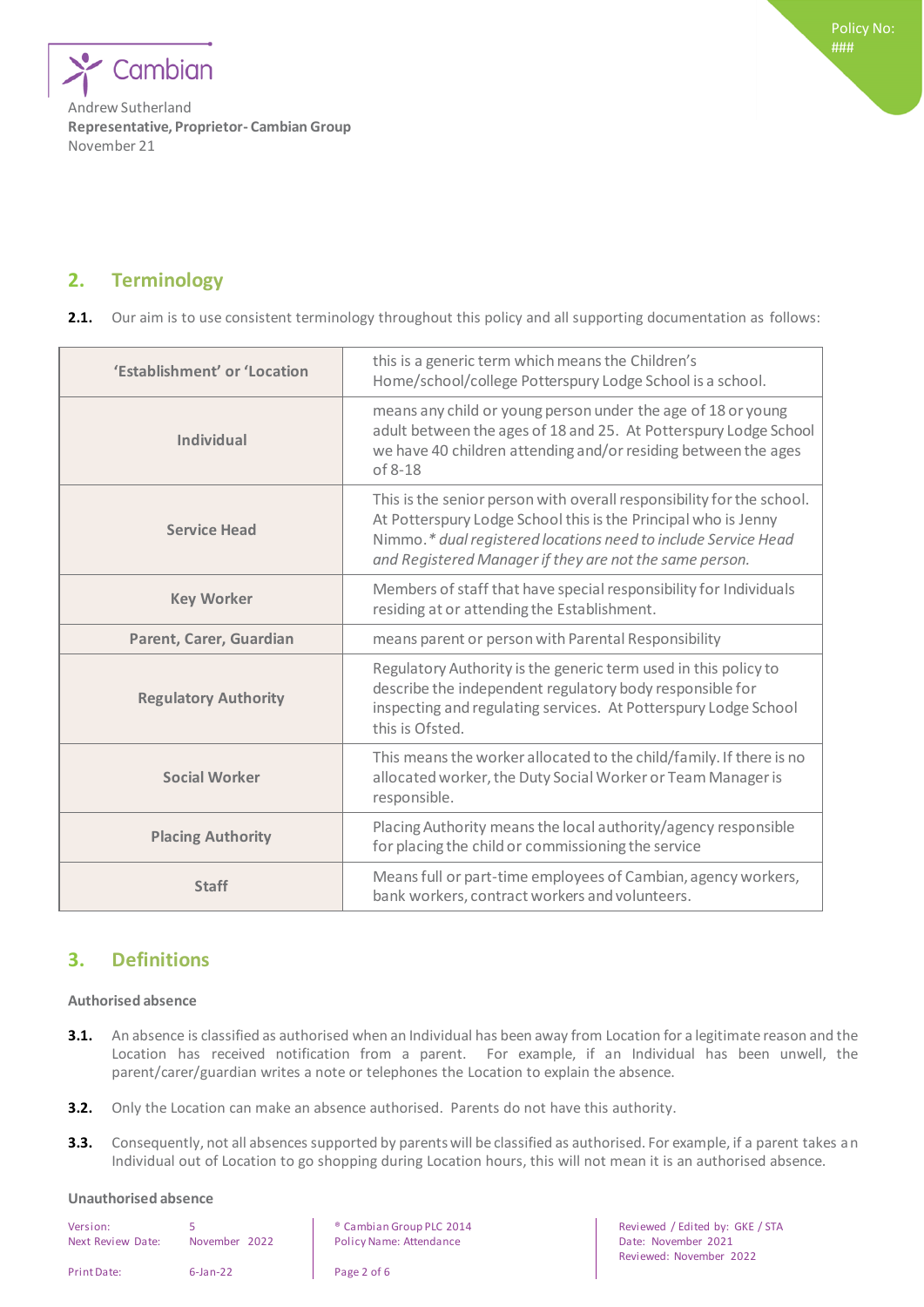Andrew Sutherland
**Representative, Proprietor- Cambian Group**
November 21

## 2. Terminology

**2.1.** Our aim is to use consistent terminology throughout this policy and all supporting documentation as follows:

| | |
|---|---|
| **'Establishment' or 'Location** | this is a generic term which means the Children's Home/school/college Potterspury Lodge School is a school. |
| **Individual** | means any child or young person under the age of 18 or young adult between the ages of 18 and 25. At Potterspury Lodge School we have 40 children attending and/or residing between the ages of 8-18 |
| **Service Head** | This is the senior person with overall responsibility for the school. At Potterspury Lodge School this is the Principal who is Jenny Nimmo. * *dual registered locations need to include Service Head and Registered Manager if they are not the same person.* |
| **Key Worker** | Members of staff that have special responsibility for Individuals residing at or attending the Establishment. |
| **Parent, Carer, Guardian** | means parent or person with Parental Responsibility |
| **Regulatory Authority** | Regulatory Authority is the generic term used in this policy to describe the independent regulatory body responsible for inspecting and regulating services. At Potterspury Lodge School this is Ofsted. |
| **Social Worker** | This means the worker allocated to the child/family. If there is no allocated worker, the Duty Social Worker or Team Manager is responsible. |
| **Placing Authority** | Placing Authority means the local authority/agency responsible for placing the child or commissioning the service |
| **Staff** | Means full or part-time employees of Cambian, agency workers, bank workers, contract workers and volunteers. |

## 3. Definitions

#### Authorised absence

**3.1.** An absence is classified as authorised when an Individual has been away from Location for a legitimate reason and the Location has received notification from a parent. For example, if an Individual has been unwell, the parent/carer/guardian writes a note or telephones the Location to explain the absence.

**3.2.** Only the Location can make an absence authorised. Parents do not have this authority.

**3.3.** Consequently, not all absences supported by parents will be classified as authorised. For example, if a parent takes an Individual out of Location to go shopping during Location hours, this will not mean it is an authorised absence.

#### Unauthorised absence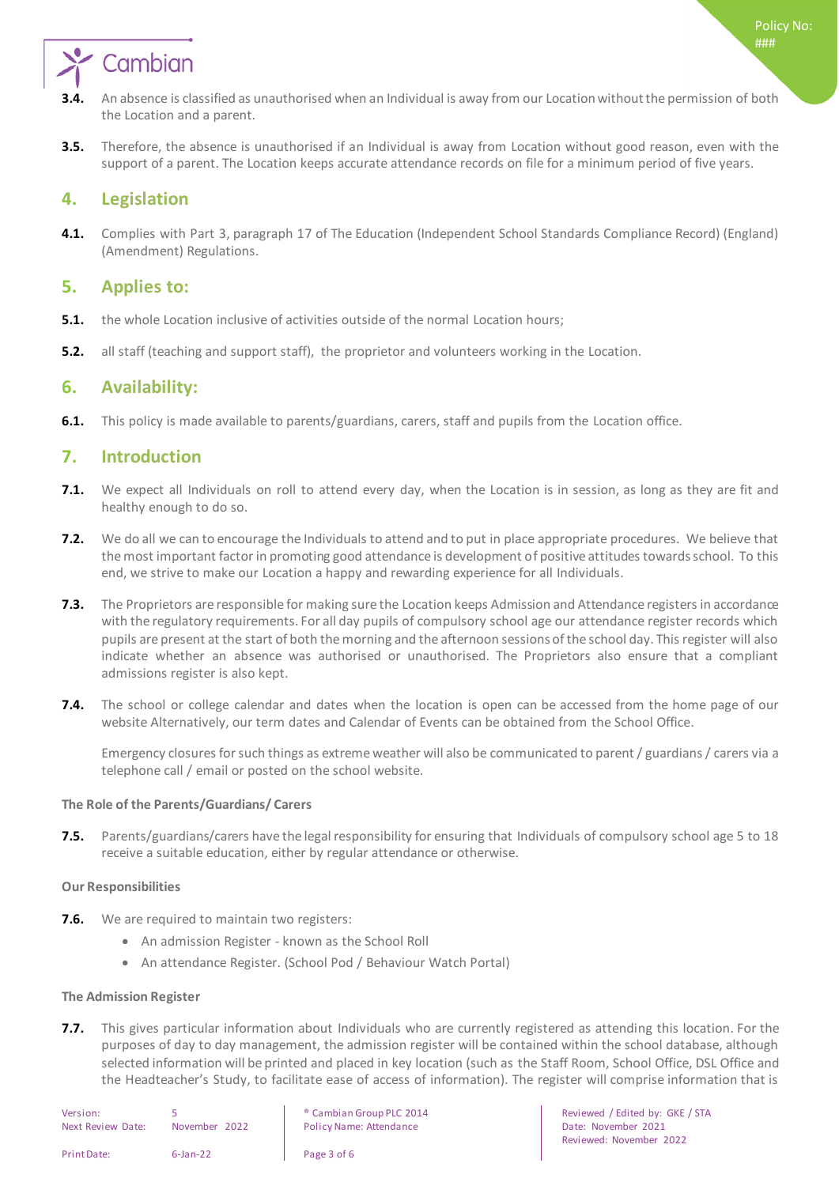**3.4.** An absence is classified as unauthorised when an Individual is away from our Location without the permission of both the Location and a parent.

**3.5.** Therefore, the absence is unauthorised if an Individual is away from Location without good reason, even with the support of a parent. The Location keeps accurate attendance records on file for a minimum period of five years.

## 4. Legislation

**4.1.** Complies with Part 3, paragraph 17 of The Education (Independent School Standards Compliance Record) (England) (Amendment) Regulations.

## 5. Applies to:

**5.1.** the whole Location inclusive of activities outside of the normal Location hours;

**5.2.** all staff (teaching and support staff), the proprietor and volunteers working in the Location.

## 6. Availability:

**6.1.** This policy is made available to parents/guardians, carers, staff and pupils from the Location office.

## 7. Introduction

**7.1.** We expect all Individuals on roll to attend every day, when the Location is in session, as long as they are fit and healthy enough to do so.

**7.2.** We do all we can to encourage the Individuals to attend and to put in place appropriate procedures. We believe that the most important factor in promoting good attendance is development of positive attitudes towards school. To this end, we strive to make our Location a happy and rewarding experience for all Individuals.

**7.3.** The Proprietors are responsible for making sure the Location keeps Admission and Attendance registers in accordance with the regulatory requirements. For all day pupils of compulsory school age our attendance register records which pupils are present at the start of both the morning and the afternoon sessions of the school day. This register will also indicate whether an absence was authorised or unauthorised. The Proprietors also ensure that a compliant admissions register is also kept.

**7.4.** The school or college calendar and dates when the location is open can be accessed from the home page of our website Alternatively, our term dates and Calendar of Events can be obtained from the School Office.

Emergency closures for such things as extreme weather will also be communicated to parent / guardians / carers via a telephone call / email or posted on the school website.

#### The Role of the Parents/Guardians/ Carers

**7.5.** Parents/guardians/carers have the legal responsibility for ensuring that Individuals of compulsory school age 5 to 18 receive a suitable education, either by regular attendance or otherwise.

#### Our Responsibilities

**7.6.** We are required to maintain two registers:

- An admission Register - known as the School Roll
- An attendance Register. (School Pod / Behaviour Watch Portal)

#### The Admission Register

**7.7.** This gives particular information about Individuals who are currently registered as attending this location. For the purposes of day to day management, the admission register will be contained within the school database, although selected information will be printed and placed in key location (such as the Staff Room, School Office, DSL Office and the Headteacher's Study, to facilitate ease of access of information). The register will comprise information that is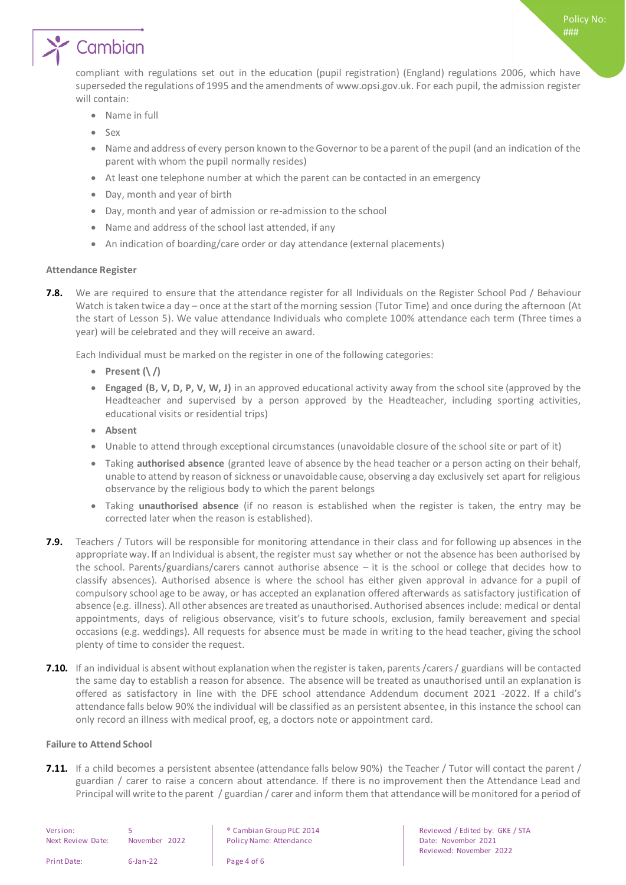compliant with regulations set out in the education (pupil registration) (England) regulations 2006, which have superseded the regulations of 1995 and the amendments of www.opsi.gov.uk. For each pupil, the admission register will contain:

- Name in full
- Sex
- Name and address of every person known to the Governor to be a parent of the pupil (and an indication of the parent with whom the pupil normally resides)
- At least one telephone number at which the parent can be contacted in an emergency
- Day, month and year of birth
- Day, month and year of admission or re-admission to the school
- Name and address of the school last attended, if any
- An indication of boarding/care order or day attendance (external placements)

#### Attendance Register

**7.8.** We are required to ensure that the attendance register for all Individuals on the Register School Pod / Behaviour Watch is taken twice a day – once at the start of the morning session (Tutor Time) and once during the afternoon (At the start of Lesson 5). We value attendance Individuals who complete 100% attendance each term (Three times a year) will be celebrated and they will receive an award.

Each Individual must be marked on the register in one of the following categories:

- **Present (\ /)**
- **Engaged (B, V, D, P, V, W, J)** in an approved educational activity away from the school site (approved by the Headteacher and supervised by a person approved by the Headteacher, including sporting activities, educational visits or residential trips)
- **Absent**
- Unable to attend through exceptional circumstances (unavoidable closure of the school site or part of it)
- Taking **authorised absence** (granted leave of absence by the head teacher or a person acting on their behalf, unable to attend by reason of sickness or unavoidable cause, observing a day exclusively set apart for religious observance by the religious body to which the parent belongs
- Taking **unauthorised absence** (if no reason is established when the register is taken, the entry may be corrected later when the reason is established).

**7.9.** Teachers / Tutors will be responsible for monitoring attendance in their class and for following up absences in the appropriate way. If an Individual is absent, the register must say whether or not the absence has been authorised by the school. Parents/guardians/carers cannot authorise absence – it is the school or college that decides how to classify absences). Authorised absence is where the school has either given approval in advance for a pupil of compulsory school age to be away, or has accepted an explanation offered afterwards as satisfactory justification of absence (e.g. illness). All other absences are treated as unauthorised. Authorised absences include: medical or dental appointments, days of religious observance, visit's to future schools, exclusion, family bereavement and special occasions (e.g. weddings). All requests for absence must be made in writing to the head teacher, giving the school plenty of time to consider the request.

**7.10.** If an individual is absent without explanation when the register is taken, parents /carers / guardians will be contacted the same day to establish a reason for absence. The absence will be treated as unauthorised until an explanation is offered as satisfactory in line with the DFE school attendance Addendum document 2021 -2022. If a child's attendance falls below 90% the individual will be classified as an persistent absentee, in this instance the school can only record an illness with medical proof, eg, a doctors note or appointment card.

#### Failure to Attend School

**7.11.** If a child becomes a persistent absentee (attendance falls below 90%) the Teacher / Tutor will contact the parent / guardian / carer to raise a concern about attendance. If there is no improvement then the Attendance Lead and Principal will write to the parent / guardian / carer and inform them that attendance will be monitored for a period of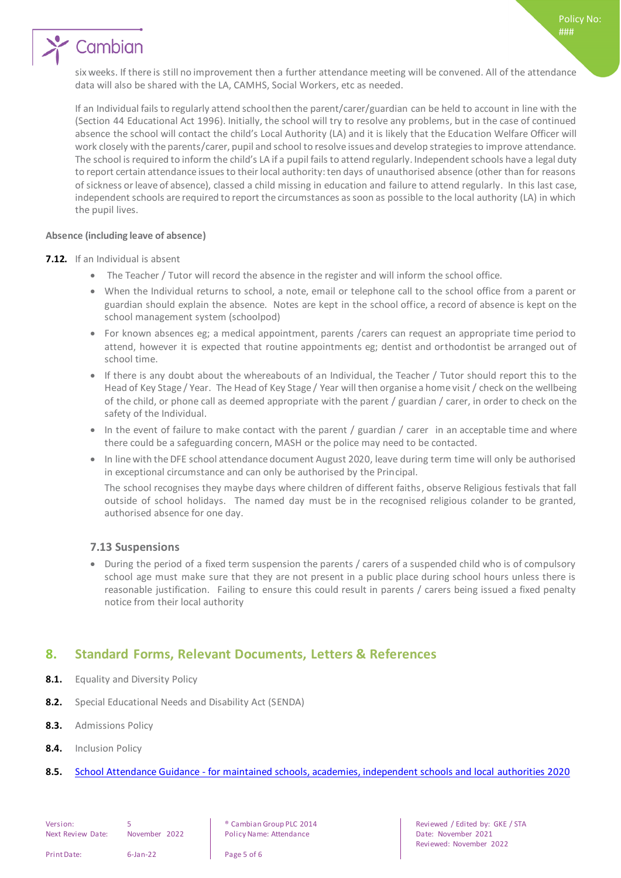six weeks. If there is still no improvement then a further attendance meeting will be convened. All of the attendance data will also be shared with the LA, CAMHS, Social Workers, etc as needed.

If an Individual fails to regularly attend school then the parent/carer/guardian can be held to account in line with the (Section 44 Educational Act 1996). Initially, the school will try to resolve any problems, but in the case of continued absence the school will contact the child's Local Authority (LA) and it is likely that the Education Welfare Officer will work closely with the parents/carer, pupil and school to resolve issues and develop strategies to improve attendance. The school is required to inform the child's LA if a pupil fails to attend regularly. Independent schools have a legal duty to report certain attendance issues to their local authority: ten days of unauthorised absence (other than for reasons of sickness or leave of absence), classed a child missing in education and failure to attend regularly. In this last case, independent schools are required to report the circumstances as soon as possible to the local authority (LA) in which the pupil lives.

**Absence (including leave of absence)**

**7.12.** If an Individual is absent

- The Teacher / Tutor will record the absence in the register and will inform the school office.
- When the Individual returns to school, a note, email or telephone call to the school office from a parent or guardian should explain the absence. Notes are kept in the school office, a record of absence is kept on the school management system (schoolpod)
- For known absences eg; a medical appointment, parents /carers can request an appropriate time period to attend, however it is expected that routine appointments eg; dentist and orthodontist be arranged out of school time.
- If there is any doubt about the whereabouts of an Individual, the Teacher / Tutor should report this to the Head of Key Stage / Year. The Head of Key Stage / Year will then organise a home visit / check on the wellbeing of the child, or phone call as deemed appropriate with the parent / guardian / carer, in order to check on the safety of the Individual.
- In the event of failure to make contact with the parent / guardian / carer in an acceptable time and where there could be a safeguarding concern, MASH or the police may need to be contacted.
- In line with the DFE school attendance document August 2020, leave during term time will only be authorised in exceptional circumstance and can only be authorised by the Principal.

  The school recognises they maybe days where children of different faiths, observe Religious festivals that fall outside of school holidays. The named day must be in the recognised religious colander to be granted, authorised absence for one day.

### 7.13 Suspensions

- During the period of a fixed term suspension the parents / carers of a suspended child who is of compulsory school age must make sure that they are not present in a public place during school hours unless there is reasonable justification. Failing to ensure this could result in parents / carers being issued a fixed penalty notice from their local authority

## 8. Standard Forms, Relevant Documents, Letters & References

**8.1.** Equality and Diversity Policy

**8.2.** Special Educational Needs and Disability Act (SENDA)

**8.3.** Admissions Policy

**8.4.** Inclusion Policy

**8.5.** School Attendance Guidance - for maintained schools, academies, independent schools and local authorities 2020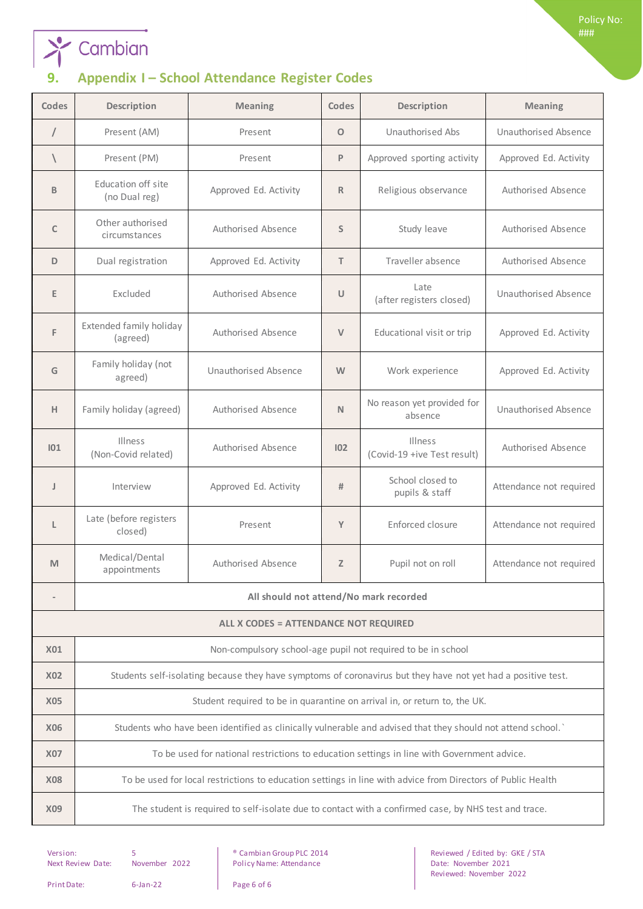## 9. Appendix I – School Attendance Register Codes

| Codes | Description | Meaning | Codes | Description | Meaning |
|---|---|---|---|---|---|
| / | Present (AM) | Present | O | Unauthorised Abs | Unauthorised Absence |
| \ | Present (PM) | Present | P | Approved sporting activity | Approved Ed. Activity |
| B | Education off site (no Dual reg) | Approved Ed. Activity | R | Religious observance | Authorised Absence |
| C | Other authorised circumstances | Authorised Absence | S | Study leave | Authorised Absence |
| D | Dual registration | Approved Ed. Activity | T | Traveller absence | Authorised Absence |
| E | Excluded | Authorised Absence | U | Late (after registers closed) | Unauthorised Absence |
| F | Extended family holiday (agreed) | Authorised Absence | V | Educational visit or trip | Approved Ed. Activity |
| G | Family holiday (not agreed) | Unauthorised Absence | W | Work experience | Approved Ed. Activity |
| H | Family holiday (agreed) | Authorised Absence | N | No reason yet provided for absence | Unauthorised Absence |
| I01 | Illness (Non-Covid related) | Authorised Absence | I02 | Illness (Covid-19 +ive Test result) | Authorised Absence |
| J | Interview | Approved Ed. Activity | # | School closed to pupils & staff | Attendance not required |
| L | Late (before registers closed) | Present | Y | Enforced closure | Attendance not required |
| M | Medical/Dental appointments | Authorised Absence | Z | Pupil not on roll | Attendance not required |
| - | **All should not attend/No mark recorded** | | | | |
| **ALL X CODES = ATTENDANCE NOT REQUIRED** | | | | | |
| X01 | Non-compulsory school-age pupil not required to be in school | | | | |
| X02 | Students self-isolating because they have symptoms of coronavirus but they have not yet had a positive test. | | | | |
| X05 | Student required to be in quarantine on arrival in, or return to, the UK. | | | | |
| X06 | Students who have been identified as clinically vulnerable and advised that they should not attend school.` | | | | |
| X07 | To be used for national restrictions to education settings in line with Government advice. | | | | |
| X08 | To be used for local restrictions to education settings in line with advice from Directors of Public Health | | | | |
| X09 | The student is required to self-isolate due to contact with a confirmed case, by NHS test and trace. | | | | |